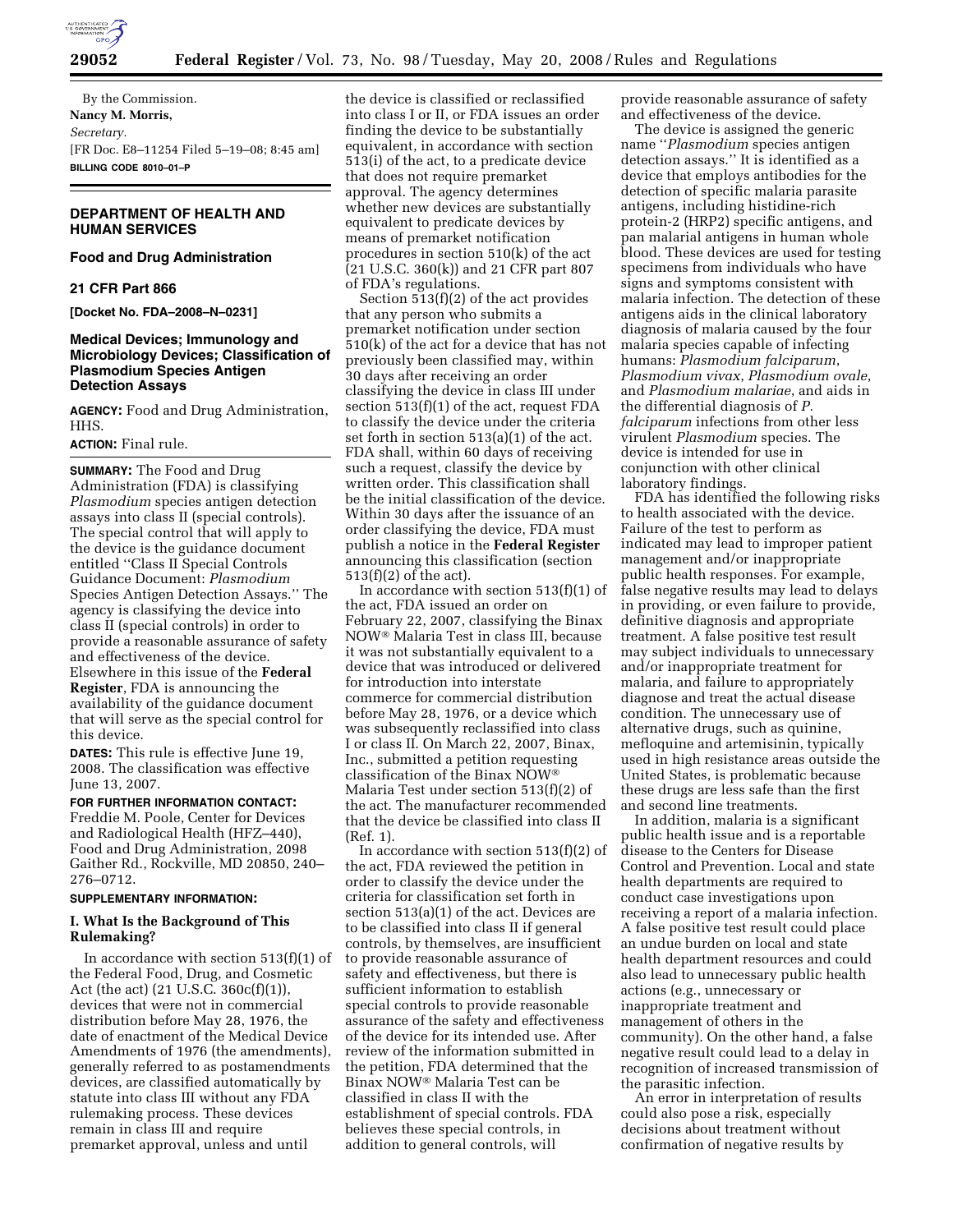By the Commission.

**Nancy M. Morris,**

*Secretary.*

[FR Doc. E8–11254 Filed 5–19–08; 8:45 am]

**BILLING CODE 8010–01–P**

## DEPARTMENT OF HEALTH AND HUMAN SERVICES

### Food and Drug Administration

### 21 CFR Part 866

**[Docket No. FDA–2008–N–0231]**

### Medical Devices; Immunology and Microbiology Devices; Classification of Plasmodium Species Antigen Detection Assays

**AGENCY:** Food and Drug Administration, HHS.

**ACTION:** Final rule.

**SUMMARY:** The Food and Drug Administration (FDA) is classifying *Plasmodium* species antigen detection assays into class II (special controls). The special control that will apply to the device is the guidance document entitled ''Class II Special Controls Guidance Document: *Plasmodium* Species Antigen Detection Assays.'' The agency is classifying the device into class II (special controls) in order to provide a reasonable assurance of safety and effectiveness of the device. Elsewhere in this issue of the **Federal Register**, FDA is announcing the availability of the guidance document that will serve as the special control for this device.

**DATES:** This rule is effective June 19, 2008. The classification was effective June 13, 2007.

**FOR FURTHER INFORMATION CONTACT:** Freddie M. Poole, Center for Devices and Radiological Health (HFZ–440), Food and Drug Administration, 2098 Gaither Rd., Rockville, MD 20850, 240–276–0712.

**SUPPLEMENTARY INFORMATION:**

#### I. What Is the Background of This Rulemaking?

In accordance with section 513(f)(1) of the Federal Food, Drug, and Cosmetic Act (the act) (21 U.S.C. 360c(f)(1)), devices that were not in commercial distribution before May 28, 1976, the date of enactment of the Medical Device Amendments of 1976 (the amendments), generally referred to as postamendments devices, are classified automatically by statute into class III without any FDA rulemaking process. These devices remain in class III and require premarket approval, unless and until the device is classified or reclassified into class I or II, or FDA issues an order finding the device to be substantially equivalent, in accordance with section 513(i) of the act, to a predicate device that does not require premarket approval. The agency determines whether new devices are substantially equivalent to predicate devices by means of premarket notification procedures in section 510(k) of the act (21 U.S.C. 360(k)) and 21 CFR part 807 of FDA's regulations.

Section 513(f)(2) of the act provides that any person who submits a premarket notification under section 510(k) of the act for a device that has not previously been classified may, within 30 days after receiving an order classifying the device in class III under section 513(f)(1) of the act, request FDA to classify the device under the criteria set forth in section 513(a)(1) of the act. FDA shall, within 60 days of receiving such a request, classify the device by written order. This classification shall be the initial classification of the device. Within 30 days after the issuance of an order classifying the device, FDA must publish a notice in the **Federal Register** announcing this classification (section 513(f)(2) of the act).

In accordance with section 513(f)(1) of the act, FDA issued an order on February 22, 2007, classifying the Binax NOW® Malaria Test in class III, because it was not substantially equivalent to a device that was introduced or delivered for introduction into interstate commerce for commercial distribution before May 28, 1976, or a device which was subsequently reclassified into class I or class II. On March 22, 2007, Binax, Inc., submitted a petition requesting classification of the Binax NOW® Malaria Test under section 513(f)(2) of the act. The manufacturer recommended that the device be classified into class II (Ref. 1).

In accordance with section 513(f)(2) of the act, FDA reviewed the petition in order to classify the device under the criteria for classification set forth in section 513(a)(1) of the act. Devices are to be classified into class II if general controls, by themselves, are insufficient to provide reasonable assurance of safety and effectiveness, but there is sufficient information to establish special controls to provide reasonable assurance of the safety and effectiveness of the device for its intended use. After review of the information submitted in the petition, FDA determined that the Binax NOW® Malaria Test can be classified in class II with the establishment of special controls. FDA believes these special controls, in addition to general controls, will provide reasonable assurance of safety and effectiveness of the device.

The device is assigned the generic name ''*Plasmodium* species antigen detection assays.'' It is identified as a device that employs antibodies for the detection of specific malaria parasite antigens, including histidine-rich protein-2 (HRP2) specific antigens, and pan malarial antigens in human whole blood. These devices are used for testing specimens from individuals who have signs and symptoms consistent with malaria infection. The detection of these antigens aids in the clinical laboratory diagnosis of malaria caused by the four malaria species capable of infecting humans: *Plasmodium falciparum*, *Plasmodium vivax*, *Plasmodium ovale*, and *Plasmodium malariae*, and aids in the differential diagnosis of *P. falciparum* infections from other less virulent *Plasmodium* species. The device is intended for use in conjunction with other clinical laboratory findings.

FDA has identified the following risks to health associated with the device. Failure of the test to perform as indicated may lead to improper patient management and/or inappropriate public health responses. For example, false negative results may lead to delays in providing, or even failure to provide, definitive diagnosis and appropriate treatment. A false positive test result may subject individuals to unnecessary and/or inappropriate treatment for malaria, and failure to appropriately diagnose and treat the actual disease condition. The unnecessary use of alternative drugs, such as quinine, mefloquine and artemisinin, typically used in high resistance areas outside the United States, is problematic because these drugs are less safe than the first and second line treatments.

In addition, malaria is a significant public health issue and is a reportable disease to the Centers for Disease Control and Prevention. Local and state health departments are required to conduct case investigations upon receiving a report of a malaria infection. A false positive test result could place an undue burden on local and state health department resources and could also lead to unnecessary public health actions (e.g., unnecessary or inappropriate treatment and management of others in the community). On the other hand, a false negative result could lead to a delay in recognition of increased transmission of the parasitic infection.

An error in interpretation of results could also pose a risk, especially decisions about treatment without confirmation of negative results by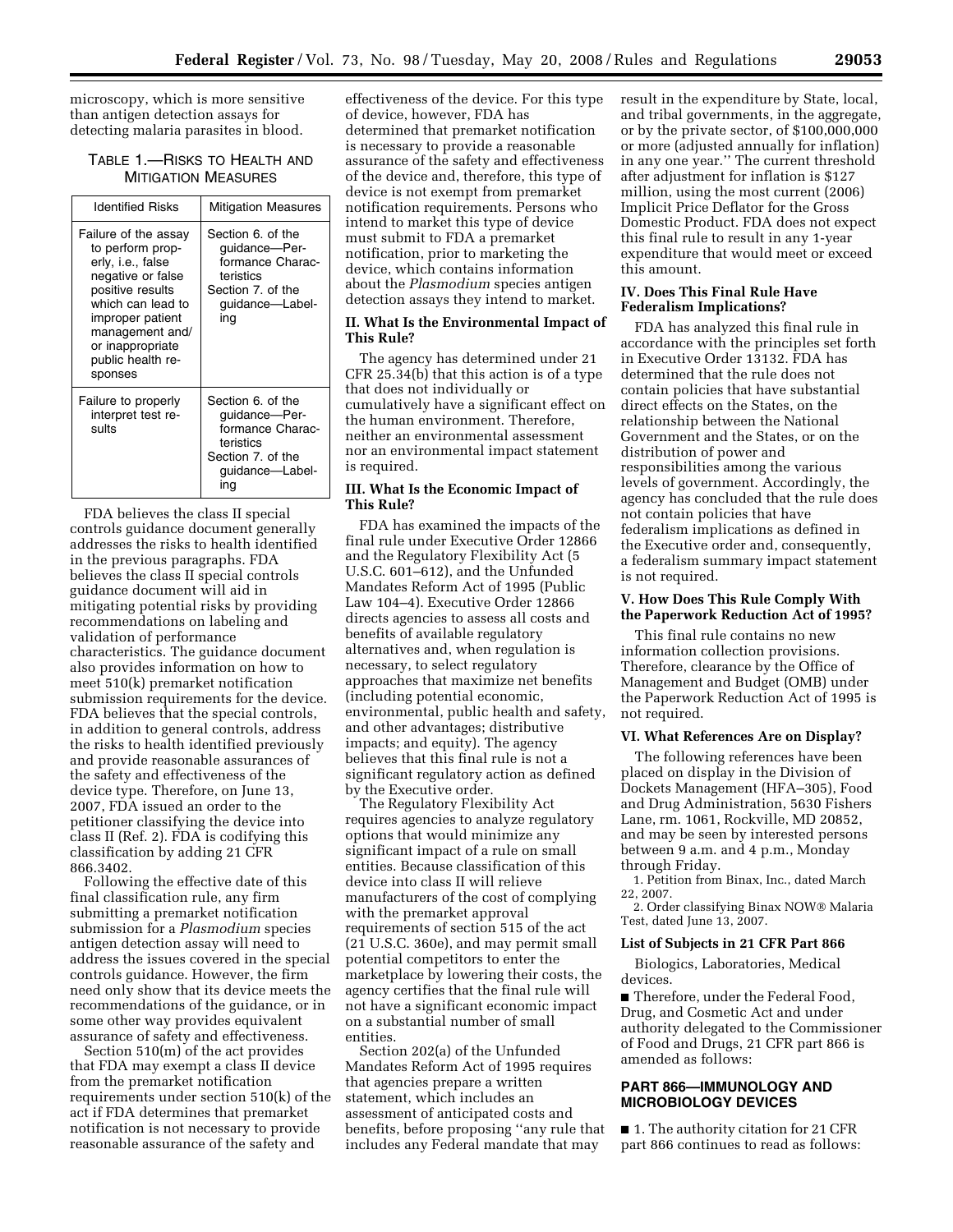microscopy, which is more sensitive than antigen detection assays for detecting malaria parasites in blood.

TABLE 1.—RISKS TO HEALTH AND MITIGATION MEASURES

| Identified Risks | Mitigation Measures |
|---|---|
| Failure of the assay to perform properly, i.e., false negative or false positive results which can lead to improper patient management and/or inappropriate public health responses | Section 6. of the guidance—Performance Characteristics<br>Section 7. of the guidance—Labeling |
| Failure to properly interpret test results | Section 6. of the guidance—Performance Characteristics<br>Section 7. of the guidance—Labeling |

FDA believes the class II special controls guidance document generally addresses the risks to health identified in the previous paragraphs. FDA believes the class II special controls guidance document will aid in mitigating potential risks by providing recommendations on labeling and validation of performance characteristics. The guidance document also provides information on how to meet 510(k) premarket notification submission requirements for the device. FDA believes that the special controls, in addition to general controls, address the risks to health identified previously and provide reasonable assurances of the safety and effectiveness of the device type. Therefore, on June 13, 2007, FDA issued an order to the petitioner classifying the device into class II (Ref. 2). FDA is codifying this classification by adding 21 CFR 866.3402.

Following the effective date of this final classification rule, any firm submitting a premarket notification submission for a *Plasmodium* species antigen detection assay will need to address the issues covered in the special controls guidance. However, the firm need only show that its device meets the recommendations of the guidance, or in some other way provides equivalent assurance of safety and effectiveness.

Section 510(m) of the act provides that FDA may exempt a class II device from the premarket notification requirements under section 510(k) of the act if FDA determines that premarket notification is not necessary to provide reasonable assurance of the safety and effectiveness of the device. For this type of device, however, FDA has determined that premarket notification is necessary to provide a reasonable assurance of the safety and effectiveness of the device and, therefore, this type of device is not exempt from premarket notification requirements. Persons who intend to market this type of device must submit to FDA a premarket notification, prior to marketing the device, which contains information about the *Plasmodium* species antigen detection assays they intend to market.

## II. What Is the Environmental Impact of This Rule?

The agency has determined under 21 CFR 25.34(b) that this action is of a type that does not individually or cumulatively have a significant effect on the human environment. Therefore, neither an environmental assessment nor an environmental impact statement is required.

## III. What Is the Economic Impact of This Rule?

FDA has examined the impacts of the final rule under Executive Order 12866 and the Regulatory Flexibility Act (5 U.S.C. 601–612), and the Unfunded Mandates Reform Act of 1995 (Public Law 104–4). Executive Order 12866 directs agencies to assess all costs and benefits of available regulatory alternatives and, when regulation is necessary, to select regulatory approaches that maximize net benefits (including potential economic, environmental, public health and safety, and other advantages; distributive impacts; and equity). The agency believes that this final rule is not a significant regulatory action as defined by the Executive order.

The Regulatory Flexibility Act requires agencies to analyze regulatory options that would minimize any significant impact of a rule on small entities. Because classification of this device into class II will relieve manufacturers of the cost of complying with the premarket approval requirements of section 515 of the act (21 U.S.C. 360e), and may permit small potential competitors to enter the marketplace by lowering their costs, the agency certifies that the final rule will not have a significant economic impact on a substantial number of small entities.

Section 202(a) of the Unfunded Mandates Reform Act of 1995 requires that agencies prepare a written statement, which includes an assessment of anticipated costs and benefits, before proposing ''any rule that includes any Federal mandate that may result in the expenditure by State, local, and tribal governments, in the aggregate, or by the private sector, of $100,000,000 or more (adjusted annually for inflation) in any one year.'' The current threshold after adjustment for inflation is $127 million, using the most current (2006) Implicit Price Deflator for the Gross Domestic Product. FDA does not expect this final rule to result in any 1-year expenditure that would meet or exceed this amount.

## IV. Does This Final Rule Have Federalism Implications?

FDA has analyzed this final rule in accordance with the principles set forth in Executive Order 13132. FDA has determined that the rule does not contain policies that have substantial direct effects on the States, on the relationship between the National Government and the States, or on the distribution of power and responsibilities among the various levels of government. Accordingly, the agency has concluded that the rule does not contain policies that have federalism implications as defined in the Executive order and, consequently, a federalism summary impact statement is not required.

## V. How Does This Rule Comply With the Paperwork Reduction Act of 1995?

This final rule contains no new information collection provisions. Therefore, clearance by the Office of Management and Budget (OMB) under the Paperwork Reduction Act of 1995 is not required.

## VI. What References Are on Display?

The following references have been placed on display in the Division of Dockets Management (HFA–305), Food and Drug Administration, 5630 Fishers Lane, rm. 1061, Rockville, MD 20852, and may be seen by interested persons between 9 a.m. and 4 p.m., Monday through Friday.

1. Petition from Binax, Inc., dated March 22, 2007.
2. Order classifying Binax NOW® Malaria Test, dated June 13, 2007.

### List of Subjects in 21 CFR Part 866

Biologics, Laboratories, Medical devices.

■ Therefore, under the Federal Food, Drug, and Cosmetic Act and under authority delegated to the Commissioner of Food and Drugs, 21 CFR part 866 is amended as follows:

## PART 866—IMMUNOLOGY AND MICROBIOLOGY DEVICES

■ 1. The authority citation for 21 CFR part 866 continues to read as follows: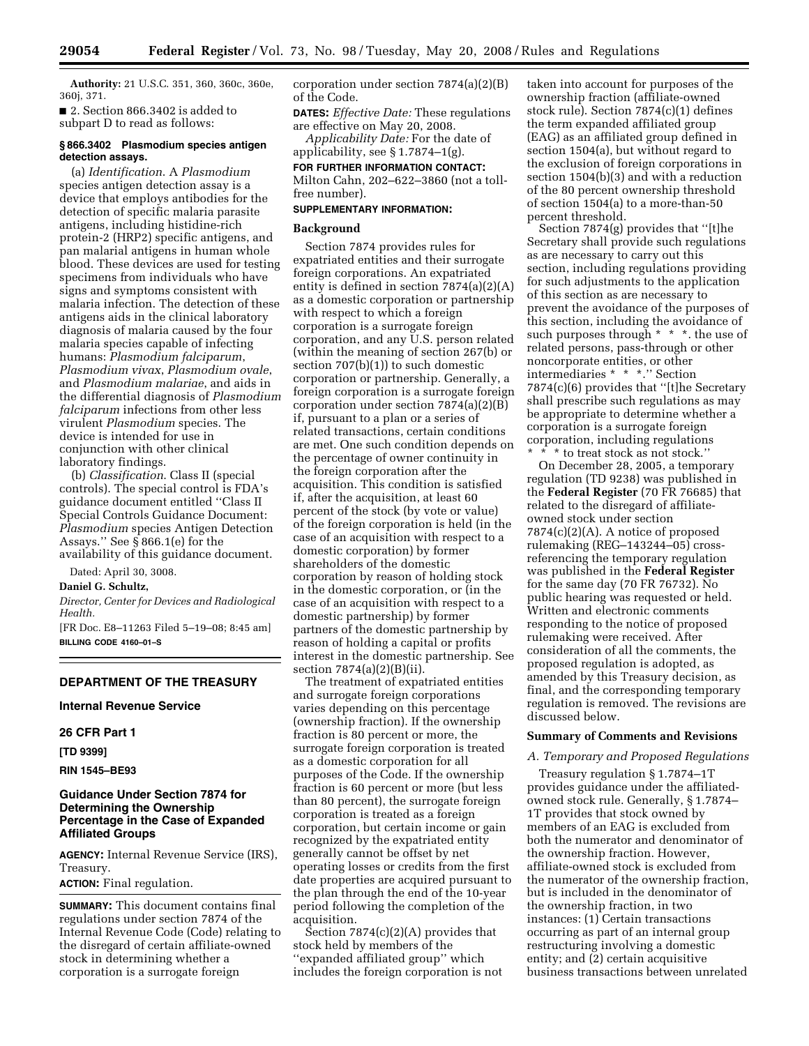**Authority:** 21 U.S.C. 351, 360, 360c, 360e, 360j, 371.

■ 2. Section 866.3402 is added to subpart D to read as follows:

#### § 866.3402 Plasmodium species antigen detection assays.

(a) *Identification.* A *Plasmodium* species antigen detection assay is a device that employs antibodies for the detection of specific malaria parasite antigens, including histidine-rich protein-2 (HRP2) specific antigens, and pan malarial antigens in human whole blood. These devices are used for testing specimens from individuals who have signs and symptoms consistent with malaria infection. The detection of these antigens aids in the clinical laboratory diagnosis of malaria caused by the four malaria species capable of infecting humans: *Plasmodium falciparum*, *Plasmodium vivax*, *Plasmodium ovale*, and *Plasmodium malariae*, and aids in the differential diagnosis of *Plasmodium falciparum* infections from other less virulent *Plasmodium* species. The device is intended for use in conjunction with other clinical laboratory findings.

(b) *Classification.* Class II (special controls). The special control is FDA's guidance document entitled ''Class II Special Controls Guidance Document: *Plasmodium* species Antigen Detection Assays.'' See § 866.1(e) for the availability of this guidance document.

Dated: April 30, 3008.

**Daniel G. Schultz,**

*Director, Center for Devices and Radiological Health.*

[FR Doc. E8–11263 Filed 5–19–08; 8:45 am]

**BILLING CODE 4160–01–S**

## DEPARTMENT OF THE TREASURY

### Internal Revenue Service

### 26 CFR Part 1

### [TD 9399]

### RIN 1545–BE93

## Guidance Under Section 7874 for Determining the Ownership Percentage in the Case of Expanded Affiliated Groups

**AGENCY:** Internal Revenue Service (IRS), Treasury.

**ACTION:** Final regulation.

**SUMMARY:** This document contains final regulations under section 7874 of the Internal Revenue Code (Code) relating to the disregard of certain affiliate-owned stock in determining whether a corporation is a surrogate foreign corporation under section 7874(a)(2)(B) of the Code.

**DATES:** *Effective Date:* These regulations are effective on May 20, 2008.

*Applicability Date:* For the date of applicability, see § 1.7874–1(g).

**FOR FURTHER INFORMATION CONTACT:** Milton Cahn, 202–622–3860 (not a toll-free number).

**SUPPLEMENTARY INFORMATION:**

**Background**

Section 7874 provides rules for expatriated entities and their surrogate foreign corporations. An expatriated entity is defined in section 7874(a)(2)(A) as a domestic corporation or partnership with respect to which a foreign corporation is a surrogate foreign corporation, and any U.S. person related (within the meaning of section 267(b) or section 707(b)(1)) to such domestic corporation or partnership. Generally, a foreign corporation is a surrogate foreign corporation under section 7874(a)(2)(B) if, pursuant to a plan or a series of related transactions, certain conditions are met. One such condition depends on the percentage of owner continuity in the foreign corporation after the acquisition. This condition is satisfied if, after the acquisition, at least 60 percent of the stock (by vote or value) of the foreign corporation is held (in the case of an acquisition with respect to a domestic corporation) by former shareholders of the domestic corporation by reason of holding stock in the domestic corporation, or (in the case of an acquisition with respect to a domestic partnership) by former partners of the domestic partnership by reason of holding a capital or profits interest in the domestic partnership. See section 7874(a)(2)(B)(ii).

The treatment of expatriated entities and surrogate foreign corporations varies depending on this percentage (ownership fraction). If the ownership fraction is 80 percent or more, the surrogate foreign corporation is treated as a domestic corporation for all purposes of the Code. If the ownership fraction is 60 percent or more (but less than 80 percent), the surrogate foreign corporation is treated as a foreign corporation, but certain income or gain recognized by the expatriated entity generally cannot be offset by net operating losses or credits from the first date properties are acquired pursuant to the plan through the end of the 10-year period following the completion of the acquisition.

Section 7874(c)(2)(A) provides that stock held by members of the ''expanded affiliated group'' which includes the foreign corporation is not taken into account for purposes of the ownership fraction (affiliate-owned stock rule). Section 7874(c)(1) defines the term expanded affiliated group (EAG) as an affiliated group defined in section 1504(a), but without regard to the exclusion of foreign corporations in section 1504(b)(3) and with a reduction of the 80 percent ownership threshold of section 1504(a) to a more-than-50 percent threshold.

Section 7874(g) provides that ''[t]he Secretary shall provide such regulations as are necessary to carry out this section, including regulations providing for such adjustments to the application of this section as are necessary to prevent the avoidance of the purposes of this section, including the avoidance of such purposes through * * *. the use of related persons, pass-through or other noncorporate entities, or other intermediaries * * *.'' Section 7874(c)(6) provides that ''[t]he Secretary shall prescribe such regulations as may be appropriate to determine whether a corporation is a surrogate foreign corporation, including regulations * * * to treat stock as not stock.''

On December 28, 2005, a temporary regulation (TD 9238) was published in the **Federal Register** (70 FR 76685) that related to the disregard of affiliate-owned stock under section 7874(c)(2)(A). A notice of proposed rulemaking (REG–143244–05) cross-referencing the temporary regulation was published in the **Federal Register** for the same day (70 FR 76732). No public hearing was requested or held. Written and electronic comments responding to the notice of proposed rulemaking were received. After consideration of all the comments, the proposed regulation is adopted, as amended by this Treasury decision, as final, and the corresponding temporary regulation is removed. The revisions are discussed below.

**Summary of Comments and Revisions**

*A. Temporary and Proposed Regulations*

Treasury regulation § 1.7874–1T provides guidance under the affiliated-owned stock rule. Generally, § 1.7874–1T provides that stock owned by members of an EAG is excluded from both the numerator and denominator of the ownership fraction. However, affiliate-owned stock is excluded from the numerator of the ownership fraction, but is included in the denominator of the ownership fraction, in two instances: (1) Certain transactions occurring as part of an internal group restructuring involving a domestic entity; and (2) certain acquisitive business transactions between unrelated